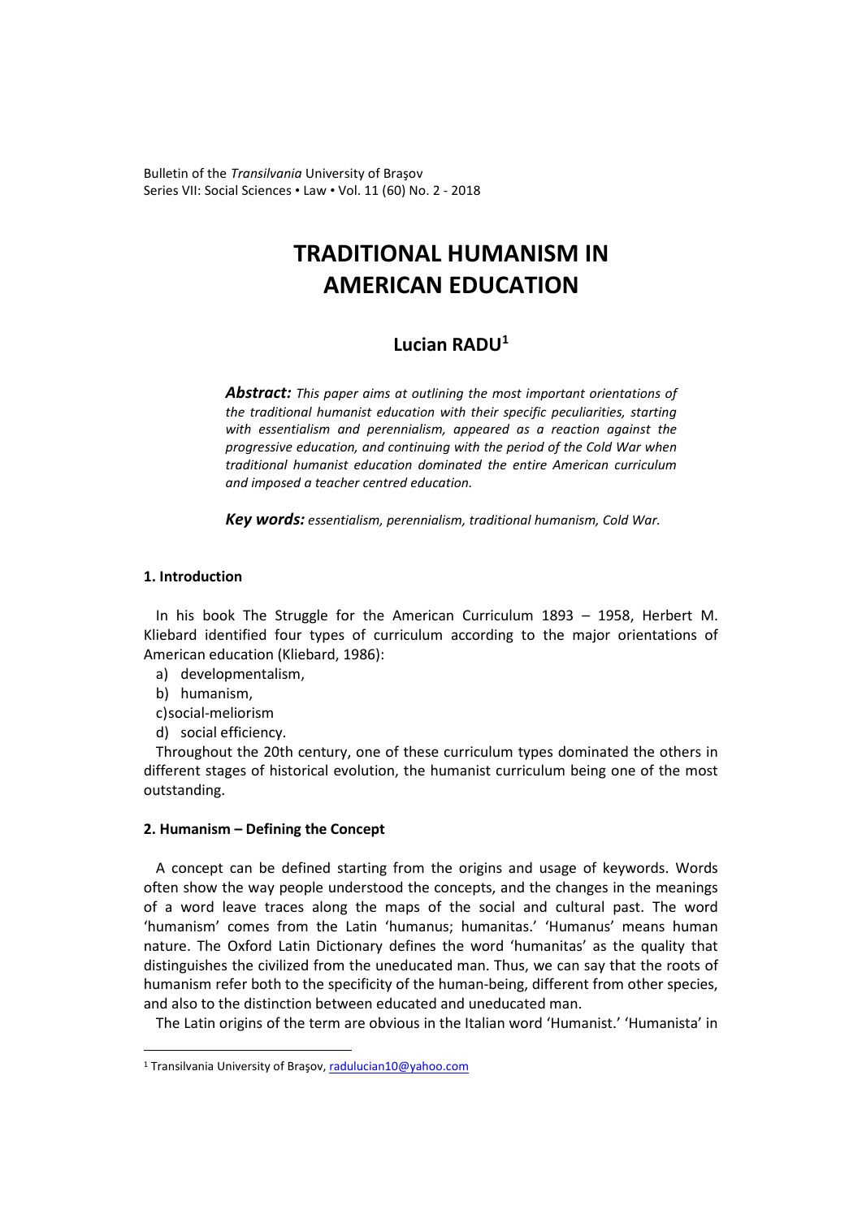# TRADITIONAL HUMANISM IN AMERICAN EDUCATION

## Lucian RADU[1]

***Abstract:*** *This paper aims at outlining the most important orientations of the traditional humanist education with their specific peculiarities, starting with essentialism and perennialism, appeared as a reaction against the progressive education, and continuing with the period of the Cold War when traditional humanist education dominated the entire American curriculum and imposed a teacher centred education.*

***Key words:*** *essentialism, perennialism, traditional humanism, Cold War.*

### 1. Introduction

In his book The Struggle for the American Curriculum 1893 – 1958, Herbert M. Kliebard identified four types of curriculum according to the major orientations of American education (Kliebard, 1986):

a) developmentalism,
b) humanism,
c) social-meliorism
d) social efficiency.

Throughout the 20th century, one of these curriculum types dominated the others in different stages of historical evolution, the humanist curriculum being one of the most outstanding.

### 2. Humanism – Defining the Concept

A concept can be defined starting from the origins and usage of keywords. Words often show the way people understood the concepts, and the changes in the meanings of a word leave traces along the maps of the social and cultural past. The word 'humanism' comes from the Latin 'humanus; humanitas.' 'Humanus' means human nature. The Oxford Latin Dictionary defines the word 'humanitas' as the quality that distinguishes the civilized from the uneducated man. Thus, we can say that the roots of humanism refer both to the specificity of the human-being, different from other species, and also to the distinction between educated and uneducated man.

The Latin origins of the term are obvious in the Italian word 'Humanist.' 'Humanista' in

[1] Transilvania University of Braşov, radulucian10@yahoo.com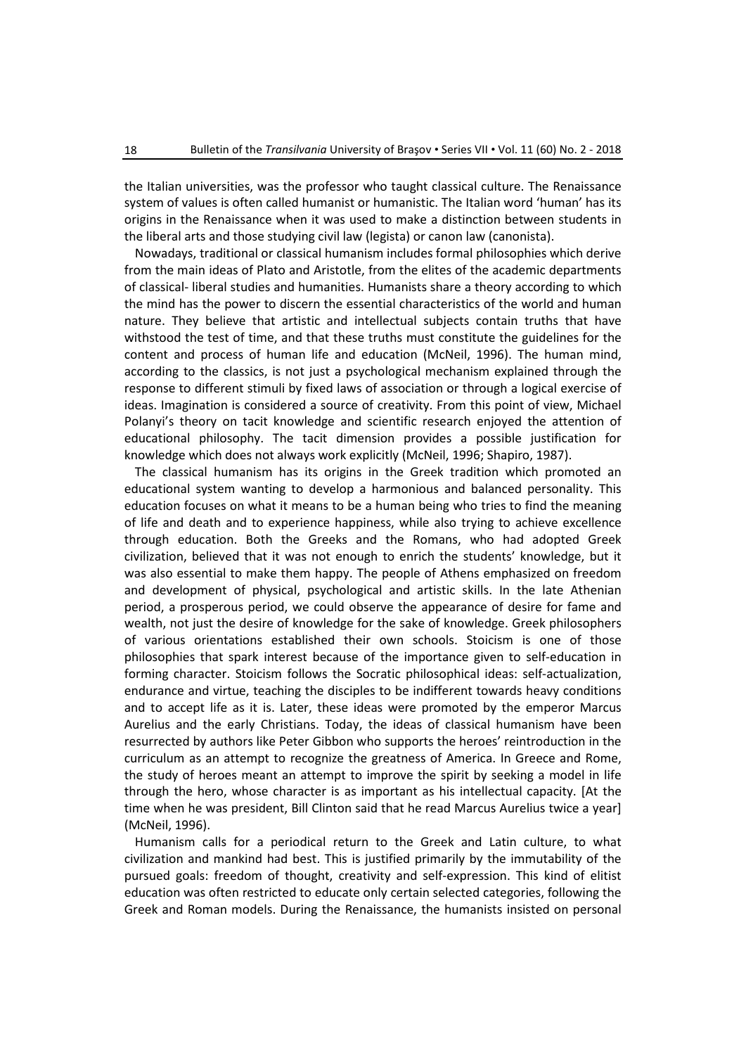the Italian universities, was the professor who taught classical culture. The Renaissance system of values is often called humanist or humanistic. The Italian word 'human' has its origins in the Renaissance when it was used to make a distinction between students in the liberal arts and those studying civil law (legista) or canon law (canonista).

Nowadays, traditional or classical humanism includes formal philosophies which derive from the main ideas of Plato and Aristotle, from the elites of the academic departments of classical- liberal studies and humanities. Humanists share a theory according to which the mind has the power to discern the essential characteristics of the world and human nature. They believe that artistic and intellectual subjects contain truths that have withstood the test of time, and that these truths must constitute the guidelines for the content and process of human life and education (McNeil, 1996). The human mind, according to the classics, is not just a psychological mechanism explained through the response to different stimuli by fixed laws of association or through a logical exercise of ideas. Imagination is considered a source of creativity. From this point of view, Michael Polanyi's theory on tacit knowledge and scientific research enjoyed the attention of educational philosophy. The tacit dimension provides a possible justification for knowledge which does not always work explicitly (McNeil, 1996; Shapiro, 1987).

The classical humanism has its origins in the Greek tradition which promoted an educational system wanting to develop a harmonious and balanced personality. This education focuses on what it means to be a human being who tries to find the meaning of life and death and to experience happiness, while also trying to achieve excellence through education. Both the Greeks and the Romans, who had adopted Greek civilization, believed that it was not enough to enrich the students' knowledge, but it was also essential to make them happy. The people of Athens emphasized on freedom and development of physical, psychological and artistic skills. In the late Athenian period, a prosperous period, we could observe the appearance of desire for fame and wealth, not just the desire of knowledge for the sake of knowledge. Greek philosophers of various orientations established their own schools. Stoicism is one of those philosophies that spark interest because of the importance given to self-education in forming character. Stoicism follows the Socratic philosophical ideas: self-actualization, endurance and virtue, teaching the disciples to be indifferent towards heavy conditions and to accept life as it is. Later, these ideas were promoted by the emperor Marcus Aurelius and the early Christians. Today, the ideas of classical humanism have been resurrected by authors like Peter Gibbon who supports the heroes' reintroduction in the curriculum as an attempt to recognize the greatness of America. In Greece and Rome, the study of heroes meant an attempt to improve the spirit by seeking a model in life through the hero, whose character is as important as his intellectual capacity. [At the time when he was president, Bill Clinton said that he read Marcus Aurelius twice a year] (McNeil, 1996).

Humanism calls for a periodical return to the Greek and Latin culture, to what civilization and mankind had best. This is justified primarily by the immutability of the pursued goals: freedom of thought, creativity and self-expression. This kind of elitist education was often restricted to educate only certain selected categories, following the Greek and Roman models. During the Renaissance, the humanists insisted on personal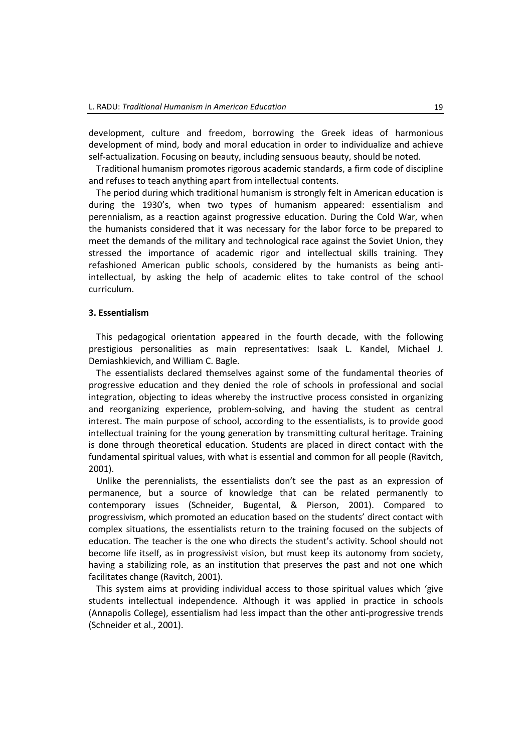development, culture and freedom, borrowing the Greek ideas of harmonious development of mind, body and moral education in order to individualize and achieve self-actualization. Focusing on beauty, including sensuous beauty, should be noted.

Traditional humanism promotes rigorous academic standards, a firm code of discipline and refuses to teach anything apart from intellectual contents.

The period during which traditional humanism is strongly felt in American education is during the 1930's, when two types of humanism appeared: essentialism and perennialism, as a reaction against progressive education. During the Cold War, when the humanists considered that it was necessary for the labor force to be prepared to meet the demands of the military and technological race against the Soviet Union, they stressed the importance of academic rigor and intellectual skills training. They refashioned American public schools, considered by the humanists as being anti-intellectual, by asking the help of academic elites to take control of the school curriculum.

## 3. Essentialism

This pedagogical orientation appeared in the fourth decade, with the following prestigious personalities as main representatives: Isaak L. Kandel, Michael J. Demiashkievich, and William C. Bagle.

The essentialists declared themselves against some of the fundamental theories of progressive education and they denied the role of schools in professional and social integration, objecting to ideas whereby the instructive process consisted in organizing and reorganizing experience, problem-solving, and having the student as central interest. The main purpose of school, according to the essentialists, is to provide good intellectual training for the young generation by transmitting cultural heritage. Training is done through theoretical education. Students are placed in direct contact with the fundamental spiritual values, with what is essential and common for all people (Ravitch, 2001).

Unlike the perennialists, the essentialists don't see the past as an expression of permanence, but a source of knowledge that can be related permanently to contemporary issues (Schneider, Bugental, & Pierson, 2001). Compared to progressivism, which promoted an education based on the students' direct contact with complex situations, the essentialists return to the training focused on the subjects of education. The teacher is the one who directs the student's activity. School should not become life itself, as in progressivist vision, but must keep its autonomy from society, having a stabilizing role, as an institution that preserves the past and not one which facilitates change (Ravitch, 2001).

This system aims at providing individual access to those spiritual values which 'give students intellectual independence. Although it was applied in practice in schools (Annapolis College), essentialism had less impact than the other anti-progressive trends (Schneider et al., 2001).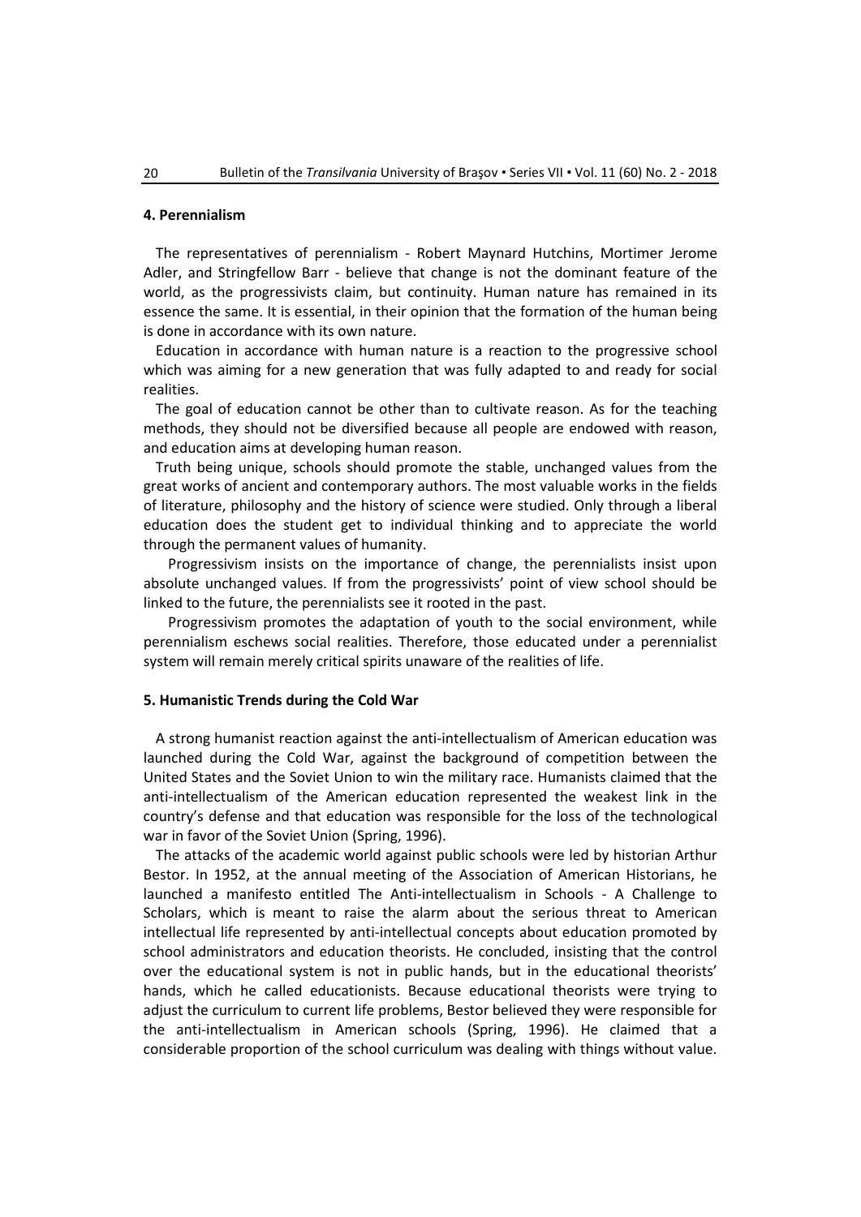## 4. Perennialism

The representatives of perennialism - Robert Maynard Hutchins, Mortimer Jerome Adler, and Stringfellow Barr - believe that change is not the dominant feature of the world, as the progressivists claim, but continuity. Human nature has remained in its essence the same. It is essential, in their opinion that the formation of the human being is done in accordance with its own nature.

Education in accordance with human nature is a reaction to the progressive school which was aiming for a new generation that was fully adapted to and ready for social realities.

The goal of education cannot be other than to cultivate reason. As for the teaching methods, they should not be diversified because all people are endowed with reason, and education aims at developing human reason.

Truth being unique, schools should promote the stable, unchanged values from the great works of ancient and contemporary authors. The most valuable works in the fields of literature, philosophy and the history of science were studied. Only through a liberal education does the student get to individual thinking and to appreciate the world through the permanent values of humanity.

Progressivism insists on the importance of change, the perennialists insist upon absolute unchanged values. If from the progressivists' point of view school should be linked to the future, the perennialists see it rooted in the past.

Progressivism promotes the adaptation of youth to the social environment, while perennialism eschews social realities. Therefore, those educated under a perennialist system will remain merely critical spirits unaware of the realities of life.

## 5. Humanistic Trends during the Cold War

A strong humanist reaction against the anti-intellectualism of American education was launched during the Cold War, against the background of competition between the United States and the Soviet Union to win the military race. Humanists claimed that the anti-intellectualism of the American education represented the weakest link in the country's defense and that education was responsible for the loss of the technological war in favor of the Soviet Union (Spring, 1996).

The attacks of the academic world against public schools were led by historian Arthur Bestor. In 1952, at the annual meeting of the Association of American Historians, he launched a manifesto entitled The Anti-intellectualism in Schools - A Challenge to Scholars, which is meant to raise the alarm about the serious threat to American intellectual life represented by anti-intellectual concepts about education promoted by school administrators and education theorists. He concluded, insisting that the control over the educational system is not in public hands, but in the educational theorists' hands, which he called educationists. Because educational theorists were trying to adjust the curriculum to current life problems, Bestor believed they were responsible for the anti-intellectualism in American schools (Spring, 1996). He claimed that a considerable proportion of the school curriculum was dealing with things without value.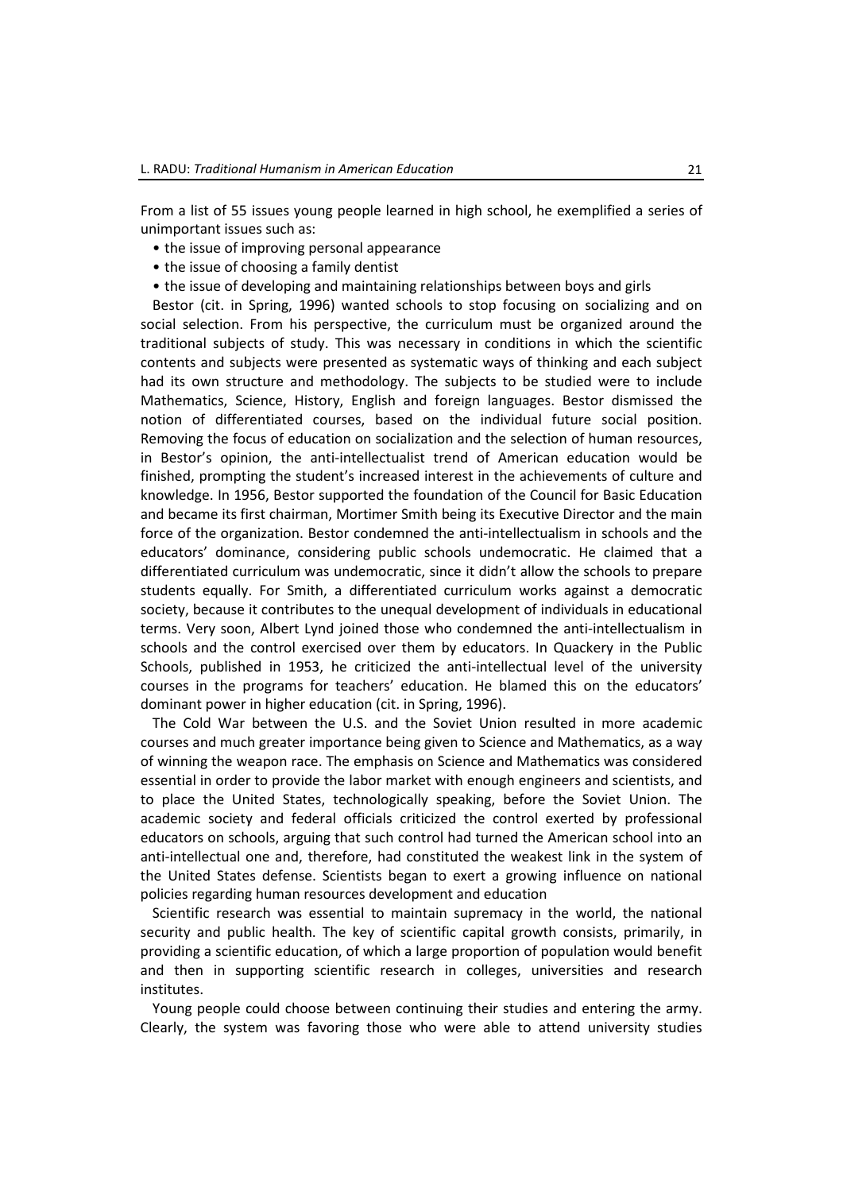From a list of 55 issues young people learned in high school, he exemplified a series of unimportant issues such as:

- the issue of improving personal appearance
- the issue of choosing a family dentist
- the issue of developing and maintaining relationships between boys and girls

Bestor (cit. in Spring, 1996) wanted schools to stop focusing on socializing and on social selection. From his perspective, the curriculum must be organized around the traditional subjects of study. This was necessary in conditions in which the scientific contents and subjects were presented as systematic ways of thinking and each subject had its own structure and methodology. The subjects to be studied were to include Mathematics, Science, History, English and foreign languages. Bestor dismissed the notion of differentiated courses, based on the individual future social position. Removing the focus of education on socialization and the selection of human resources, in Bestor's opinion, the anti-intellectualist trend of American education would be finished, prompting the student's increased interest in the achievements of culture and knowledge. In 1956, Bestor supported the foundation of the Council for Basic Education and became its first chairman, Mortimer Smith being its Executive Director and the main force of the organization. Bestor condemned the anti-intellectualism in schools and the educators' dominance, considering public schools undemocratic. He claimed that a differentiated curriculum was undemocratic, since it didn't allow the schools to prepare students equally. For Smith, a differentiated curriculum works against a democratic society, because it contributes to the unequal development of individuals in educational terms. Very soon, Albert Lynd joined those who condemned the anti-intellectualism in schools and the control exercised over them by educators. In Quackery in the Public Schools, published in 1953, he criticized the anti-intellectual level of the university courses in the programs for teachers' education. He blamed this on the educators' dominant power in higher education (cit. in Spring, 1996).

The Cold War between the U.S. and the Soviet Union resulted in more academic courses and much greater importance being given to Science and Mathematics, as a way of winning the weapon race. The emphasis on Science and Mathematics was considered essential in order to provide the labor market with enough engineers and scientists, and to place the United States, technologically speaking, before the Soviet Union. The academic society and federal officials criticized the control exerted by professional educators on schools, arguing that such control had turned the American school into an anti-intellectual one and, therefore, had constituted the weakest link in the system of the United States defense. Scientists began to exert a growing influence on national policies regarding human resources development and education

Scientific research was essential to maintain supremacy in the world, the national security and public health. The key of scientific capital growth consists, primarily, in providing a scientific education, of which a large proportion of population would benefit and then in supporting scientific research in colleges, universities and research institutes.

Young people could choose between continuing their studies and entering the army. Clearly, the system was favoring those who were able to attend university studies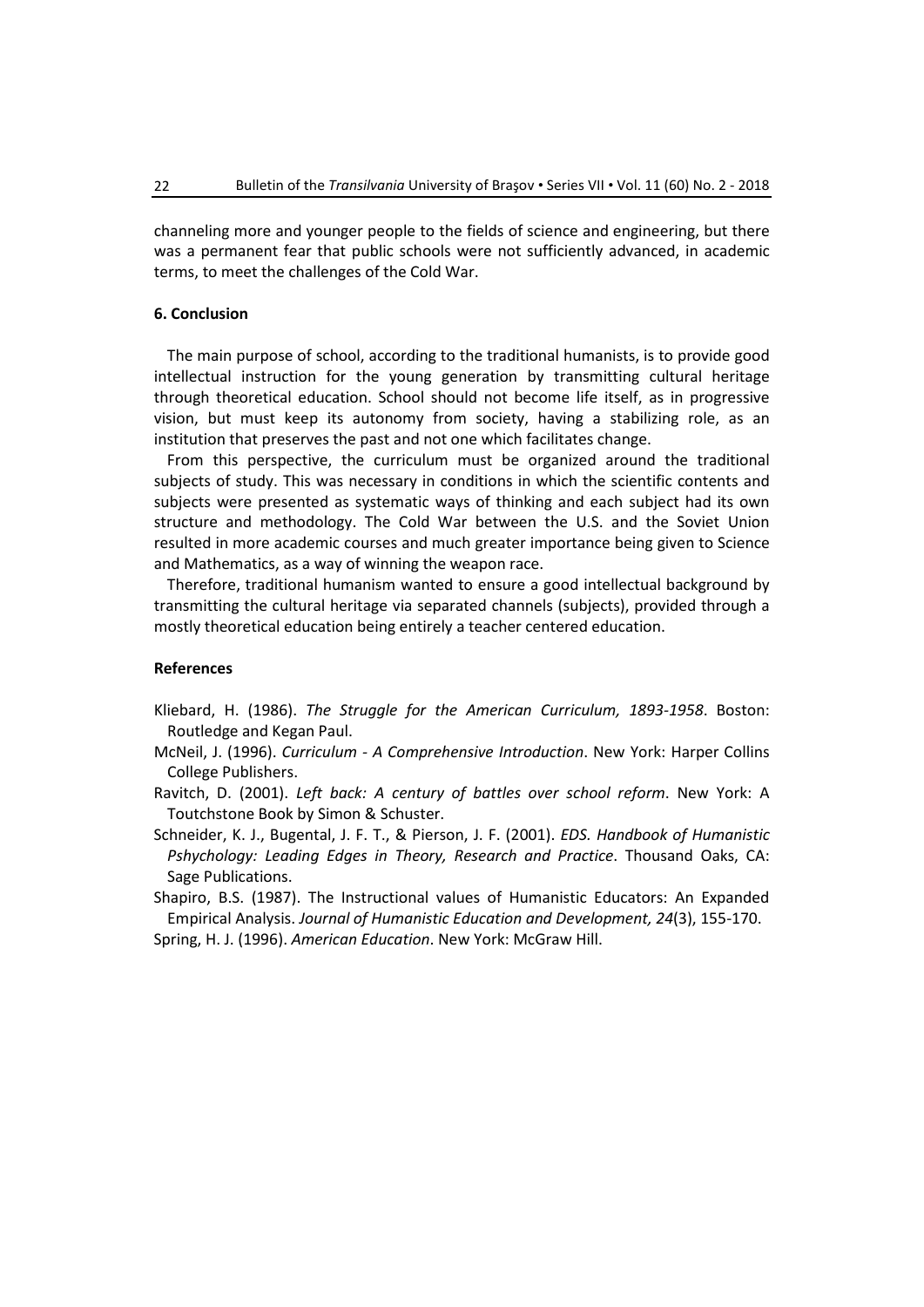channeling more and younger people to the fields of science and engineering, but there was a permanent fear that public schools were not sufficiently advanced, in academic terms, to meet the challenges of the Cold War.

## 6. Conclusion

The main purpose of school, according to the traditional humanists, is to provide good intellectual instruction for the young generation by transmitting cultural heritage through theoretical education. School should not become life itself, as in progressive vision, but must keep its autonomy from society, having a stabilizing role, as an institution that preserves the past and not one which facilitates change.

From this perspective, the curriculum must be organized around the traditional subjects of study. This was necessary in conditions in which the scientific contents and subjects were presented as systematic ways of thinking and each subject had its own structure and methodology. The Cold War between the U.S. and the Soviet Union resulted in more academic courses and much greater importance being given to Science and Mathematics, as a way of winning the weapon race.

Therefore, traditional humanism wanted to ensure a good intellectual background by transmitting the cultural heritage via separated channels (subjects), provided through a mostly theoretical education being entirely a teacher centered education.

## References

Kliebard, H. (1986). *The Struggle for the American Curriculum, 1893-1958*. Boston: Routledge and Kegan Paul.

McNeil, J. (1996). *Curriculum - A Comprehensive Introduction*. New York: Harper Collins College Publishers.

Ravitch, D. (2001). *Left back: A century of battles over school reform*. New York: A Toutchstone Book by Simon & Schuster.

Schneider, K. J., Bugental, J. F. T., & Pierson, J. F. (2001). *EDS. Handbook of Humanistic Pshychology: Leading Edges in Theory, Research and Practice*. Thousand Oaks, CA: Sage Publications.

Shapiro, B.S. (1987). The Instructional values of Humanistic Educators: An Expanded Empirical Analysis. *Journal of Humanistic Education and Development, 24*(3), 155-170.

Spring, H. J. (1996). *American Education*. New York: McGraw Hill.